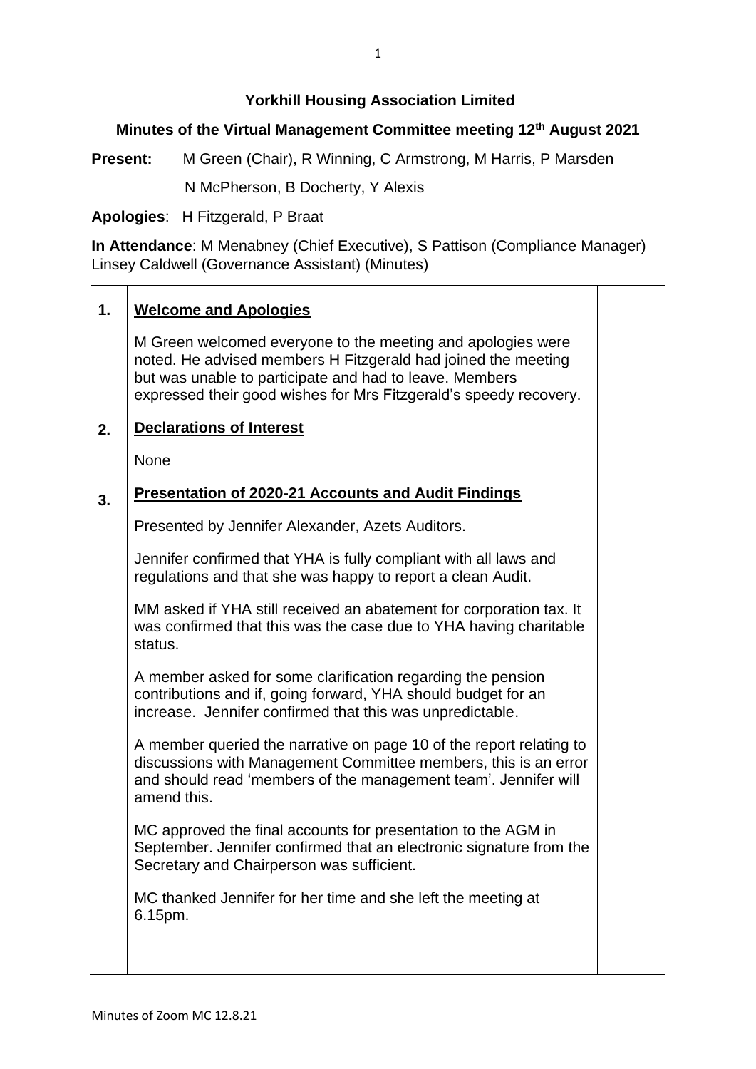**Yorkhill Housing Association Limited**

**Minutes of the Virtual Management Committee meeting 12th August 2021**

**Present:** M Green (Chair), R Winning, C Armstrong, M Harris, P Marsden N McPherson, B Docherty, Y Alexis

**Apologies**: H Fitzgerald, P Braat

**In Attendance**: M Menabney (Chief Executive), S Pattison (Compliance Manager) Linsey Caldwell (Governance Assistant) (Minutes)

**1. Welcome and Apologies**

M Green welcomed everyone to the meeting and apologies were noted. He advised members H Fitzgerald had joined the meeting but was unable to participate and had to leave. Members expressed their good wishes for Mrs Fitzgerald's speedy recovery.

**2. Declarations of Interest**

None

**3. Presentation of 2020-21 Accounts and Audit Findings**

Presented by Jennifer Alexander, Azets Auditors.

Jennifer confirmed that YHA is fully compliant with all laws and regulations and that she was happy to report a clean Audit.

MM asked if YHA still received an abatement for corporation tax. It was confirmed that this was the case due to YHA having charitable status.

A member asked for some clarification regarding the pension contributions and if, going forward, YHA should budget for an increase. Jennifer confirmed that this was unpredictable.

A member queried the narrative on page 10 of the report relating to discussions with Management Committee members, this is an error and should read 'members of the management team'. Jennifer will amend this.

MC approved the final accounts for presentation to the AGM in September. Jennifer confirmed that an electronic signature from the Secretary and Chairperson was sufficient.

MC thanked Jennifer for her time and she left the meeting at 6.15pm.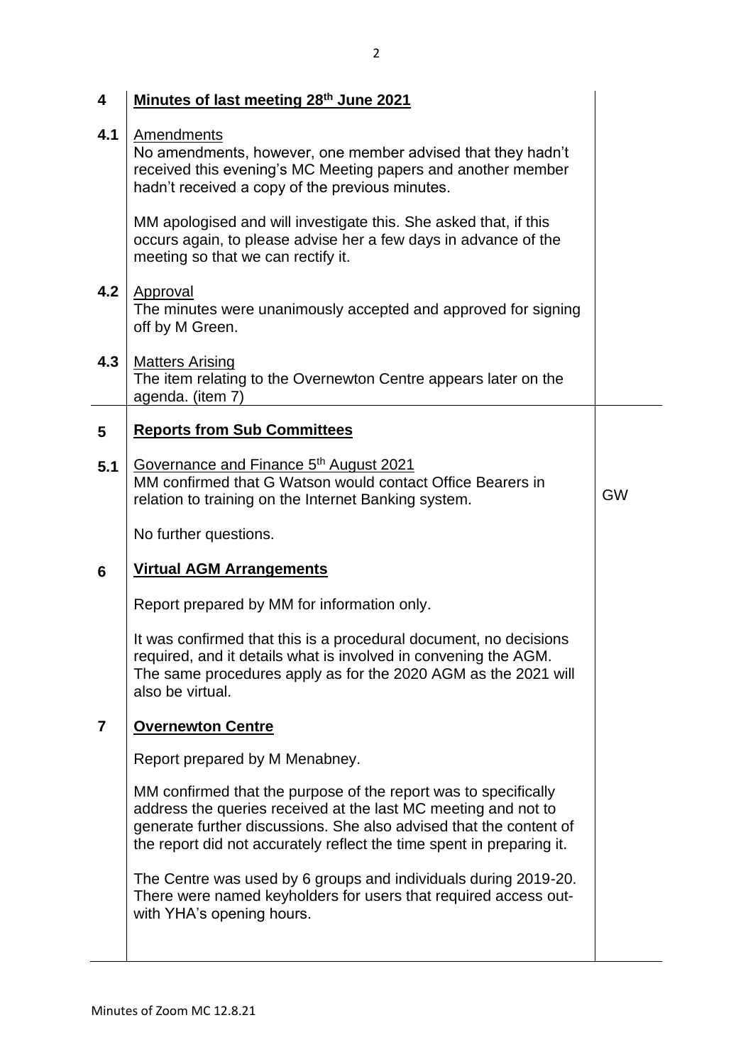| | | |
|---|---|---|
| **4** | **Minutes of last meeting 28th June 2021** | |
| **4.1** | Amendments<br>No amendments, however, one member advised that they hadn't received this evening's MC Meeting papers and another member hadn't received a copy of the previous minutes.<br><br>MM apologised and will investigate this. She asked that, if this occurs again, to please advise her a few days in advance of the meeting so that we can rectify it. | |
| **4.2** | Approval<br>The minutes were unanimously accepted and approved for signing off by M Green. | |
| **4.3** | Matters Arising<br>The item relating to the Overnewton Centre appears later on the agenda. (item 7) | |
| **5** | **Reports from Sub Committees** | |
| **5.1** | Governance and Finance 5th August 2021<br>MM confirmed that G Watson would contact Office Bearers in relation to training on the Internet Banking system.<br><br>No further questions. | GW |
| **6** | **Virtual AGM Arrangements**<br><br>Report prepared by MM for information only.<br><br>It was confirmed that this is a procedural document, no decisions required, and it details what is involved in convening the AGM. The same procedures apply as for the 2020 AGM as the 2021 will also be virtual. | |
| **7** | **Overnewton Centre**<br><br>Report prepared by M Menabney.<br><br>MM confirmed that the purpose of the report was to specifically address the queries received at the last MC meeting and not to generate further discussions. She also advised that the content of the report did not accurately reflect the time spent in preparing it.<br><br>The Centre was used by 6 groups and individuals during 2019-20. There were named keyholders for users that required access out-with YHA's opening hours. | |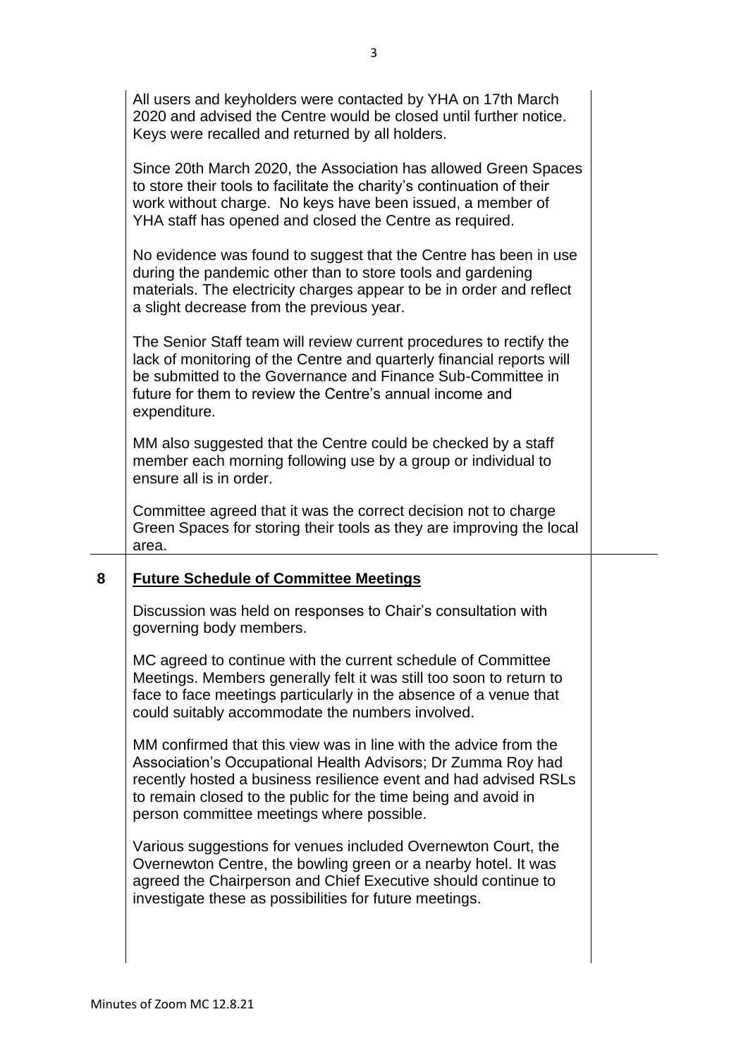All users and keyholders were contacted by YHA on 17th March 2020 and advised the Centre would be closed until further notice. Keys were recalled and returned by all holders.

Since 20th March 2020, the Association has allowed Green Spaces to store their tools to facilitate the charity's continuation of their work without charge. No keys have been issued, a member of YHA staff has opened and closed the Centre as required.

No evidence was found to suggest that the Centre has been in use during the pandemic other than to store tools and gardening materials. The electricity charges appear to be in order and reflect a slight decrease from the previous year.

The Senior Staff team will review current procedures to rectify the lack of monitoring of the Centre and quarterly financial reports will be submitted to the Governance and Finance Sub-Committee in future for them to review the Centre's annual income and expenditure.

MM also suggested that the Centre could be checked by a staff member each morning following use by a group or individual to ensure all is in order.

Committee agreed that it was the correct decision not to charge Green Spaces for storing their tools as they are improving the local area.

## 8 Future Schedule of Committee Meetings

Discussion was held on responses to Chair's consultation with governing body members.

MC agreed to continue with the current schedule of Committee Meetings. Members generally felt it was still too soon to return to face to face meetings particularly in the absence of a venue that could suitably accommodate the numbers involved.

MM confirmed that this view was in line with the advice from the Association's Occupational Health Advisors; Dr Zumma Roy had recently hosted a business resilience event and had advised RSLs to remain closed to the public for the time being and avoid in person committee meetings where possible.

Various suggestions for venues included Overnewton Court, the Overnewton Centre, the bowling green or a nearby hotel. It was agreed the Chairperson and Chief Executive should continue to investigate these as possibilities for future meetings.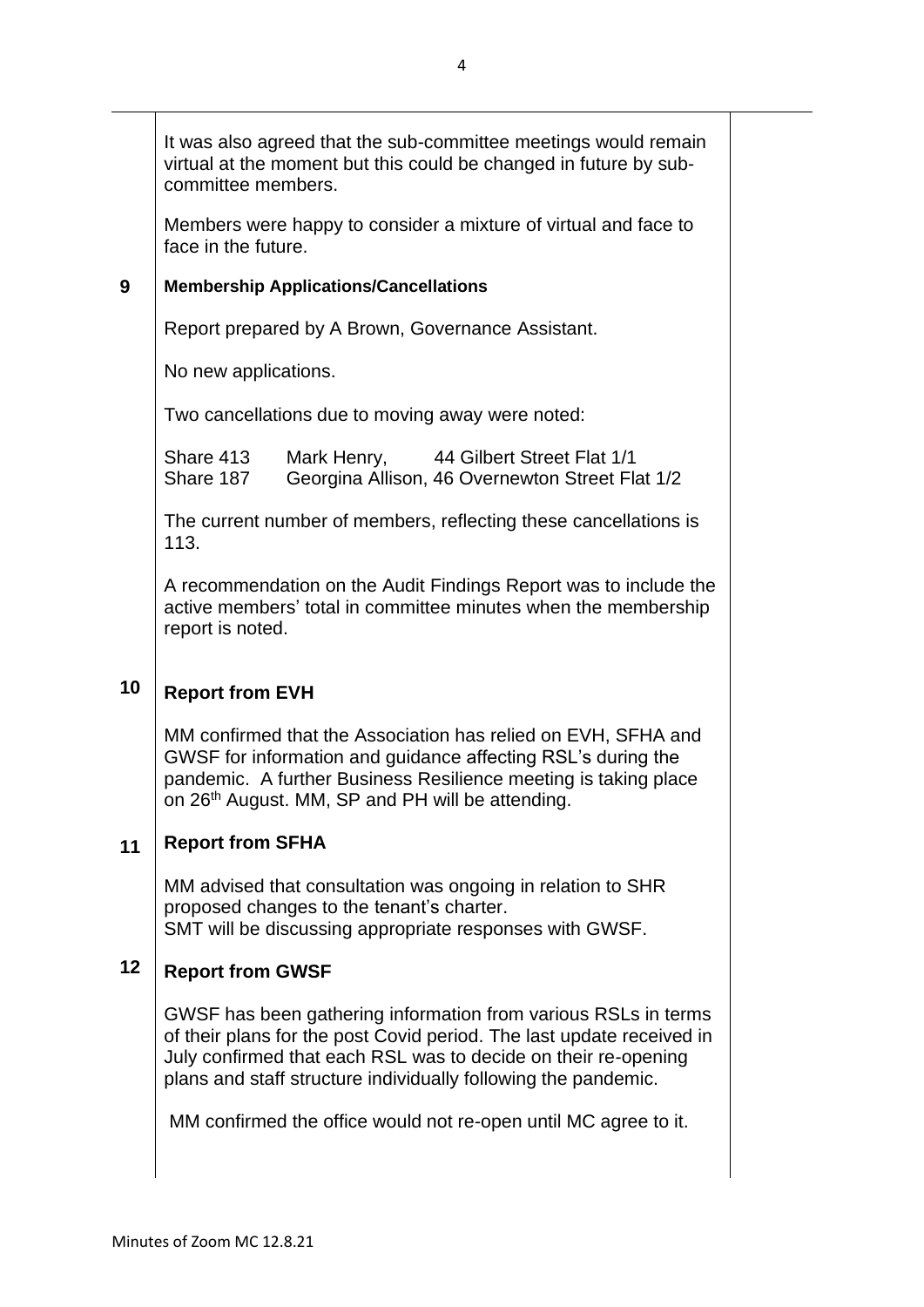It was also agreed that the sub-committee meetings would remain virtual at the moment but this could be changed in future by sub-committee members.

Members were happy to consider a mixture of virtual and face to face in the future.

## 9 Membership Applications/Cancellations

Report prepared by A Brown, Governance Assistant.

No new applications.

Two cancellations due to moving away were noted:

Share 413 Mark Henry, 44 Gilbert Street Flat 1/1
Share 187 Georgina Allison, 46 Overnewton Street Flat 1/2

The current number of members, reflecting these cancellations is 113.

A recommendation on the Audit Findings Report was to include the active members' total in committee minutes when the membership report is noted.

## 10 Report from EVH

MM confirmed that the Association has relied on EVH, SFHA and GWSF for information and guidance affecting RSL's during the pandemic. A further Business Resilience meeting is taking place on 26th August. MM, SP and PH will be attending.

## 11 Report from SFHA

MM advised that consultation was ongoing in relation to SHR proposed changes to the tenant's charter.
SMT will be discussing appropriate responses with GWSF.

## 12 Report from GWSF

GWSF has been gathering information from various RSLs in terms of their plans for the post Covid period. The last update received in July confirmed that each RSL was to decide on their re-opening plans and staff structure individually following the pandemic.

MM confirmed the office would not re-open until MC agree to it.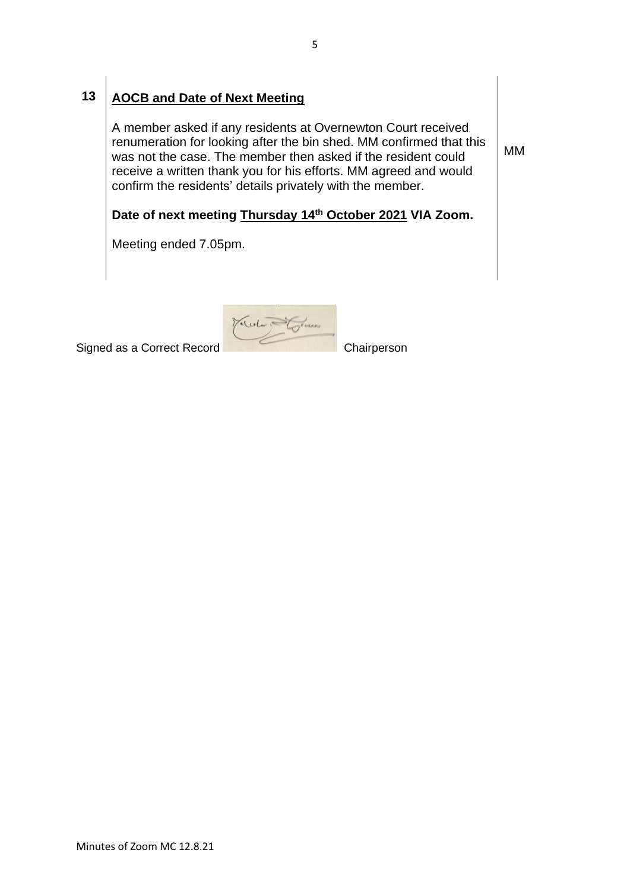| | | |
|---|---|---|
| **13** | **AOCB and Date of Next Meeting**<br><br>A member asked if any residents at Overnewton Court received renumeration for looking after the bin shed. MM confirmed that this was not the case. The member then asked if the resident could receive a written thank you for his efforts. MM agreed and would confirm the residents' details privately with the member.<br><br>**Date of next meeting Thursday 14th October 2021 VIA Zoom.**<br><br>Meeting ended 7.05pm. | MM |

Signed as a Correct Record Chairperson